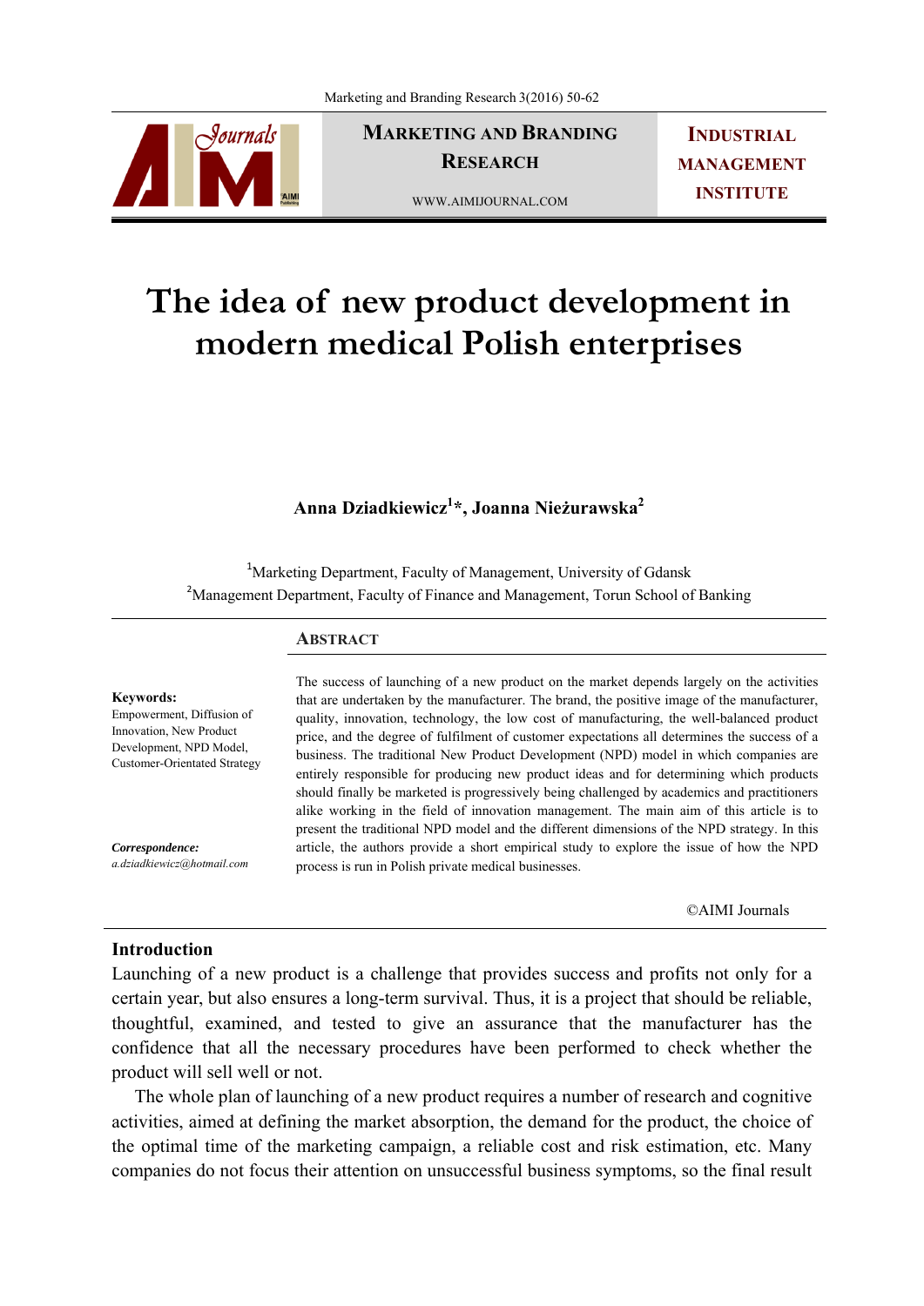# The idea of new product development in modern medical Polish enterprises

**Anna Dziadkiewicz[1]*, Joanna Nieżurawska[2]**

[1]Marketing Department, Faculty of Management, University of Gdansk
[2]Management Department, Faculty of Finance and Management, Torun School of Banking

**Keywords:**
Empowerment, Diffusion of Innovation, New Product Development, NPD Model, Customer-Orientated Strategy

***Correspondence:***
*a.dziadkiewicz@hotmail.com*

## Abstract

The success of launching of a new product on the market depends largely on the activities that are undertaken by the manufacturer. The brand, the positive image of the manufacturer, quality, innovation, technology, the low cost of manufacturing, the well-balanced product price, and the degree of fulfilment of customer expectations all determines the success of a business. The traditional New Product Development (NPD) model in which companies are entirely responsible for producing new product ideas and for determining which products should finally be marketed is progressively being challenged by academics and practitioners alike working in the field of innovation management. The main aim of this article is to present the traditional NPD model and the different dimensions of the NPD strategy. In this article, the authors provide a short empirical study to explore the issue of how the NPD process is run in Polish private medical businesses.

©AIMI Journals

## Introduction

Launching of a new product is a challenge that provides success and profits not only for a certain year, but also ensures a long-term survival. Thus, it is a project that should be reliable, thoughtful, examined, and tested to give an assurance that the manufacturer has the confidence that all the necessary procedures have been performed to check whether the product will sell well or not.

The whole plan of launching of a new product requires a number of research and cognitive activities, aimed at defining the market absorption, the demand for the product, the choice of the optimal time of the marketing campaign, a reliable cost and risk estimation, etc. Many companies do not focus their attention on unsuccessful business symptoms, so the final result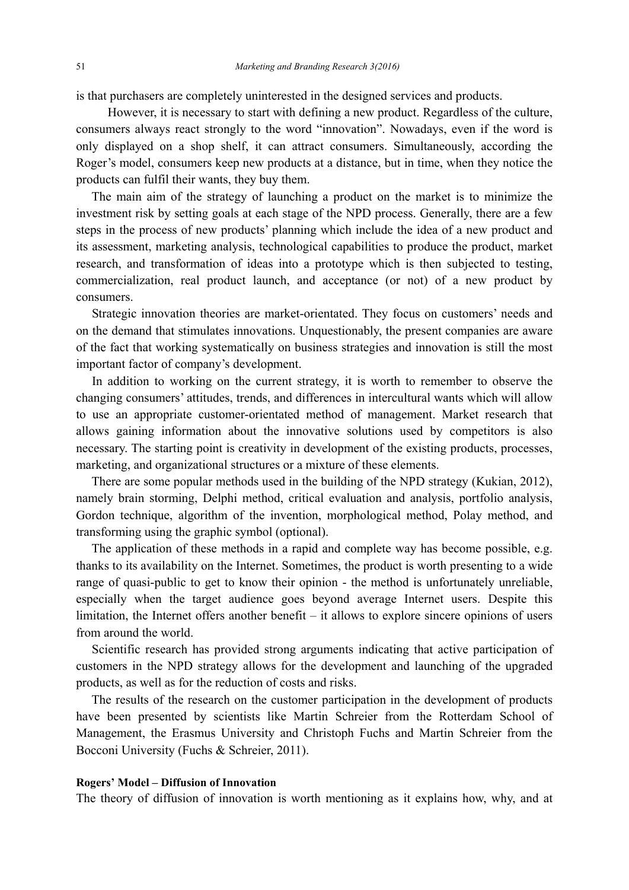is that purchasers are completely uninterested in the designed services and products.

However, it is necessary to start with defining a new product. Regardless of the culture, consumers always react strongly to the word "innovation". Nowadays, even if the word is only displayed on a shop shelf, it can attract consumers. Simultaneously, according the Roger's model, consumers keep new products at a distance, but in time, when they notice the products can fulfil their wants, they buy them.

The main aim of the strategy of launching a product on the market is to minimize the investment risk by setting goals at each stage of the NPD process. Generally, there are a few steps in the process of new products' planning which include the idea of a new product and its assessment, marketing analysis, technological capabilities to produce the product, market research, and transformation of ideas into a prototype which is then subjected to testing, commercialization, real product launch, and acceptance (or not) of a new product by consumers.

Strategic innovation theories are market-orientated. They focus on customers' needs and on the demand that stimulates innovations. Unquestionably, the present companies are aware of the fact that working systematically on business strategies and innovation is still the most important factor of company's development.

In addition to working on the current strategy, it is worth to remember to observe the changing consumers' attitudes, trends, and differences in intercultural wants which will allow to use an appropriate customer-orientated method of management. Market research that allows gaining information about the innovative solutions used by competitors is also necessary. The starting point is creativity in development of the existing products, processes, marketing, and organizational structures or a mixture of these elements.

There are some popular methods used in the building of the NPD strategy (Kukian, 2012), namely brain storming, Delphi method, critical evaluation and analysis, portfolio analysis, Gordon technique, algorithm of the invention, morphological method, Polay method, and transforming using the graphic symbol (optional).

The application of these methods in a rapid and complete way has become possible, e.g. thanks to its availability on the Internet. Sometimes, the product is worth presenting to a wide range of quasi-public to get to know their opinion - the method is unfortunately unreliable, especially when the target audience goes beyond average Internet users. Despite this limitation, the Internet offers another benefit – it allows to explore sincere opinions of users from around the world.

Scientific research has provided strong arguments indicating that active participation of customers in the NPD strategy allows for the development and launching of the upgraded products, as well as for the reduction of costs and risks.

The results of the research on the customer participation in the development of products have been presented by scientists like Martin Schreier from the Rotterdam School of Management, the Erasmus University and Christoph Fuchs and Martin Schreier from the Bocconi University (Fuchs & Schreier, 2011).

#### Rogers' Model – Diffusion of Innovation

The theory of diffusion of innovation is worth mentioning as it explains how, why, and at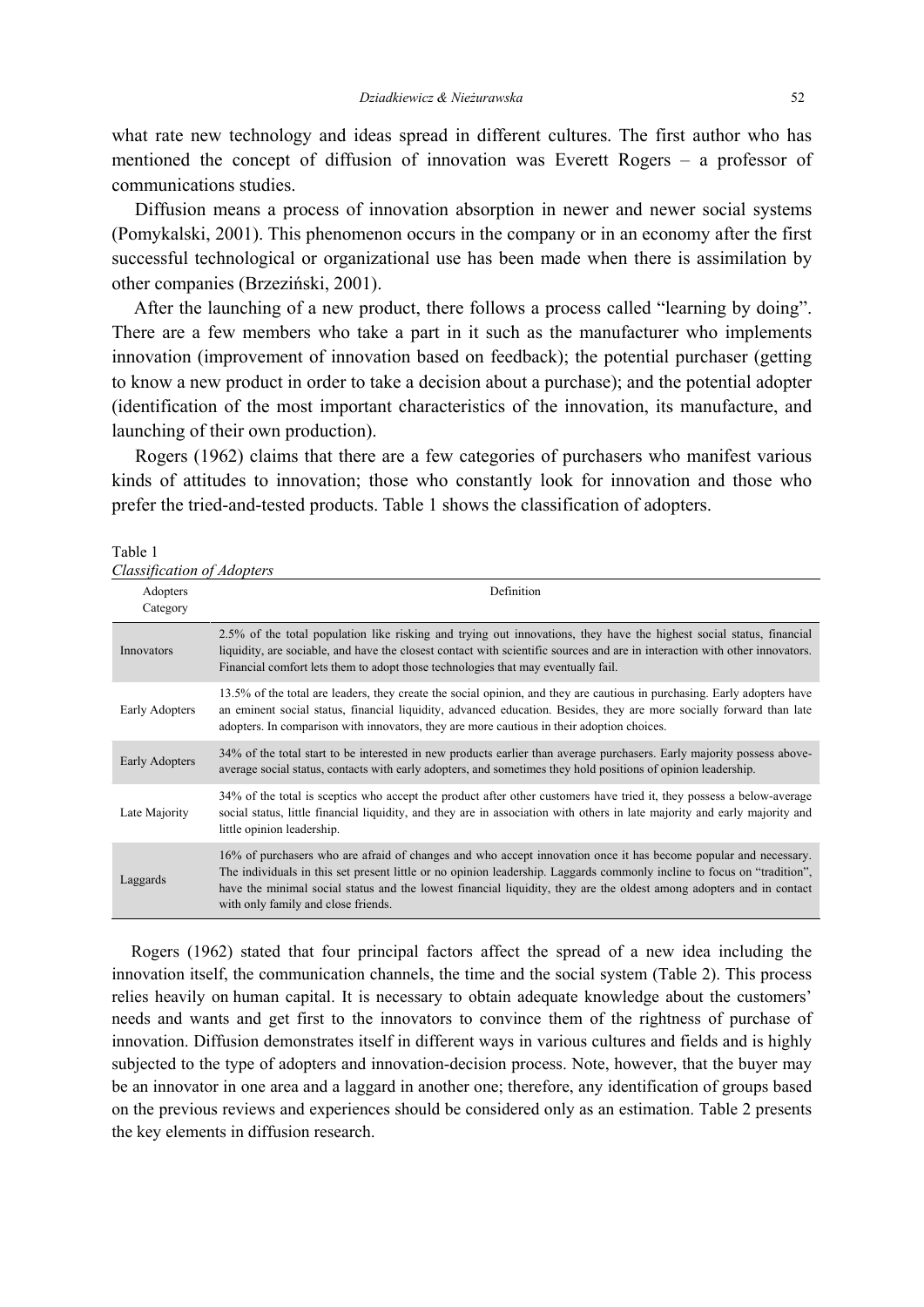what rate new technology and ideas spread in different cultures. The first author who has mentioned the concept of diffusion of innovation was Everett Rogers – a professor of communications studies.

Diffusion means a process of innovation absorption in newer and newer social systems (Pomykalski, 2001). This phenomenon occurs in the company or in an economy after the first successful technological or organizational use has been made when there is assimilation by other companies (Brzeziński, 2001).

After the launching of a new product, there follows a process called "learning by doing". There are a few members who take a part in it such as the manufacturer who implements innovation (improvement of innovation based on feedback); the potential purchaser (getting to know a new product in order to take a decision about a purchase); and the potential adopter (identification of the most important characteristics of the innovation, its manufacture, and launching of their own production).

Rogers (1962) claims that there are a few categories of purchasers who manifest various kinds of attitudes to innovation; those who constantly look for innovation and those who prefer the tried-and-tested products. Table 1 shows the classification of adopters.

Table 1
*Classification of Adopters*

| Adopters Category | Definition |
|---|---|
| Innovators | 2.5% of the total population like risking and trying out innovations, they have the highest social status, financial liquidity, are sociable, and have the closest contact with scientific sources and are in interaction with other innovators. Financial comfort lets them to adopt those technologies that may eventually fail. |
| Early Adopters | 13.5% of the total are leaders, they create the social opinion, and they are cautious in purchasing. Early adopters have an eminent social status, financial liquidity, advanced education. Besides, they are more socially forward than late adopters. In comparison with innovators, they are more cautious in their adoption choices. |
| Early Adopters | 34% of the total start to be interested in new products earlier than average purchasers. Early majority possess above-average social status, contacts with early adopters, and sometimes they hold positions of opinion leadership. |
| Late Majority | 34% of the total is sceptics who accept the product after other customers have tried it, they possess a below-average social status, little financial liquidity, and they are in association with others in late majority and early majority and little opinion leadership. |
| Laggards | 16% of purchasers who are afraid of changes and who accept innovation once it has become popular and necessary. The individuals in this set present little or no opinion leadership. Laggards commonly incline to focus on "tradition", have the minimal social status and the lowest financial liquidity, they are the oldest among adopters and in contact with only family and close friends. |

Rogers (1962) stated that four principal factors affect the spread of a new idea including the innovation itself, the communication channels, the time and the social system (Table 2). This process relies heavily on human capital. It is necessary to obtain adequate knowledge about the customers' needs and wants and get first to the innovators to convince them of the rightness of purchase of innovation. Diffusion demonstrates itself in different ways in various cultures and fields and is highly subjected to the type of adopters and innovation-decision process. Note, however, that the buyer may be an innovator in one area and a laggard in another one; therefore, any identification of groups based on the previous reviews and experiences should be considered only as an estimation. Table 2 presents the key elements in diffusion research.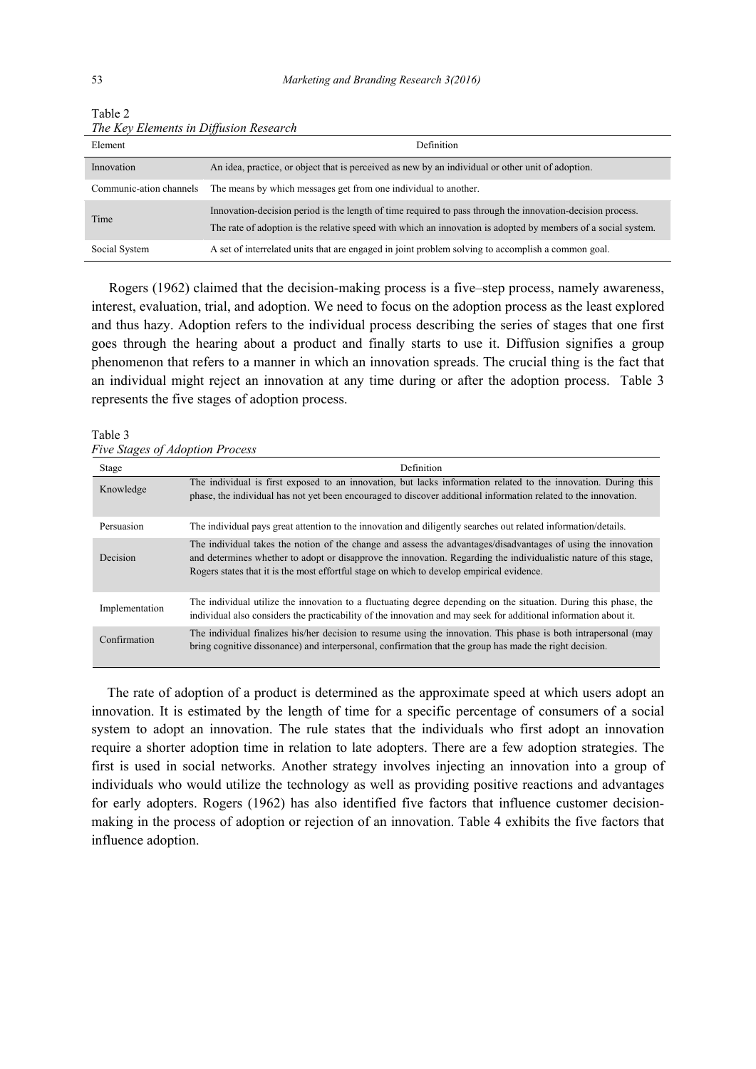Table 2

*The Key Elements in Diffusion Research*

| Element | Definition |
|---|---|
| Innovation | An idea, practice, or object that is perceived as new by an individual or other unit of adoption. |
| Communic-ation channels | The means by which messages get from one individual to another. |
| Time | Innovation-decision period is the length of time required to pass through the innovation-decision process. The rate of adoption is the relative speed with which an innovation is adopted by members of a social system. |
| Social System | A set of interrelated units that are engaged in joint problem solving to accomplish a common goal. |

Rogers (1962) claimed that the decision-making process is a five–step process, namely awareness, interest, evaluation, trial, and adoption. We need to focus on the adoption process as the least explored and thus hazy. Adoption refers to the individual process describing the series of stages that one first goes through the hearing about a product and finally starts to use it. Diffusion signifies a group phenomenon that refers to a manner in which an innovation spreads. The crucial thing is the fact that an individual might reject an innovation at any time during or after the adoption process. Table 3 represents the five stages of adoption process.

Table 3

*Five Stages of Adoption Process*

| Stage | Definition |
|---|---|
| Knowledge | The individual is first exposed to an innovation, but lacks information related to the innovation. During this phase, the individual has not yet been encouraged to discover additional information related to the innovation. |
| Persuasion | The individual pays great attention to the innovation and diligently searches out related information/details. |
| Decision | The individual takes the notion of the change and assess the advantages/disadvantages of using the innovation and determines whether to adopt or disapprove the innovation. Regarding the individualistic nature of this stage, Rogers states that it is the most effortful stage on which to develop empirical evidence. |
| Implementation | The individual utilize the innovation to a fluctuating degree depending on the situation. During this phase, the individual also considers the practicability of the innovation and may seek for additional information about it. |
| Confirmation | The individual finalizes his/her decision to resume using the innovation. This phase is both intrapersonal (may bring cognitive dissonance) and interpersonal, confirmation that the group has made the right decision. |

The rate of adoption of a product is determined as the approximate speed at which users adopt an innovation. It is estimated by the length of time for a specific percentage of consumers of a social system to adopt an innovation. The rule states that the individuals who first adopt an innovation require a shorter adoption time in relation to late adopters. There are a few adoption strategies. The first is used in social networks. Another strategy involves injecting an innovation into a group of individuals who would utilize the technology as well as providing positive reactions and advantages for early adopters. Rogers (1962) has also identified five factors that influence customer decision-making in the process of adoption or rejection of an innovation. Table 4 exhibits the five factors that influence adoption.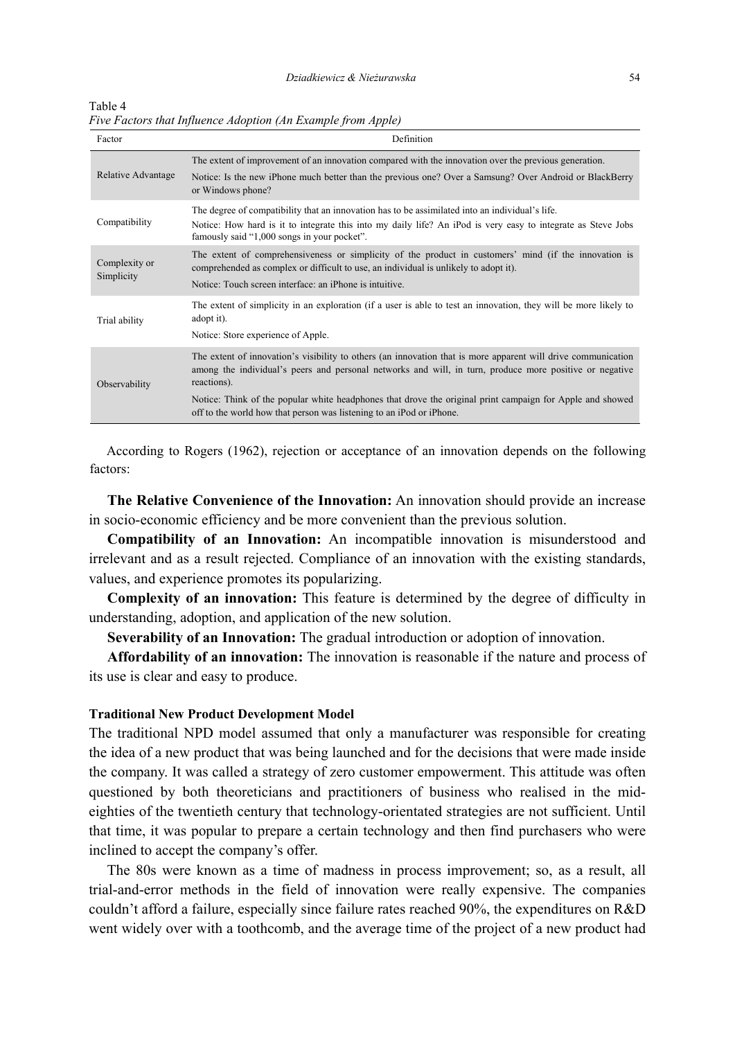Table 4
*Five Factors that Influence Adoption (An Example from Apple)*

| Factor | Definition |
|---|---|
| Relative Advantage | The extent of improvement of an innovation compared with the innovation over the previous generation. Notice: Is the new iPhone much better than the previous one? Over a Samsung? Over Android or BlackBerry or Windows phone? |
| Compatibility | The degree of compatibility that an innovation has to be assimilated into an individual's life. Notice: How hard is it to integrate this into my daily life? An iPod is very easy to integrate as Steve Jobs famously said "1,000 songs in your pocket". |
| Complexity or Simplicity | The extent of comprehensiveness or simplicity of the product in customers' mind (if the innovation is comprehended as complex or difficult to use, an individual is unlikely to adopt it). Notice: Touch screen interface: an iPhone is intuitive. |
| Trial ability | The extent of simplicity in an exploration (if a user is able to test an innovation, they will be more likely to adopt it). Notice: Store experience of Apple. |
| Observability | The extent of innovation's visibility to others (an innovation that is more apparent will drive communication among the individual's peers and personal networks and will, in turn, produce more positive or negative reactions). Notice: Think of the popular white headphones that drove the original print campaign for Apple and showed off to the world how that person was listening to an iPod or iPhone. |

According to Rogers (1962), rejection or acceptance of an innovation depends on the following factors:

**The Relative Convenience of the Innovation:** An innovation should provide an increase in socio-economic efficiency and be more convenient than the previous solution.

**Compatibility of an Innovation:** An incompatible innovation is misunderstood and irrelevant and as a result rejected. Compliance of an innovation with the existing standards, values, and experience promotes its popularizing.

**Complexity of an innovation:** This feature is determined by the degree of difficulty in understanding, adoption, and application of the new solution.

**Severability of an Innovation:** The gradual introduction or adoption of innovation.

**Affordability of an innovation:** The innovation is reasonable if the nature and process of its use is clear and easy to produce.

#### Traditional New Product Development Model

The traditional NPD model assumed that only a manufacturer was responsible for creating the idea of a new product that was being launched and for the decisions that were made inside the company. It was called a strategy of zero customer empowerment. This attitude was often questioned by both theoreticians and practitioners of business who realised in the mid-eighties of the twentieth century that technology-orientated strategies are not sufficient. Until that time, it was popular to prepare a certain technology and then find purchasers who were inclined to accept the company's offer.

The 80s were known as a time of madness in process improvement; so, as a result, all trial-and-error methods in the field of innovation were really expensive. The companies couldn't afford a failure, especially since failure rates reached 90%, the expenditures on R&D went widely over with a toothcomb, and the average time of the project of a new product had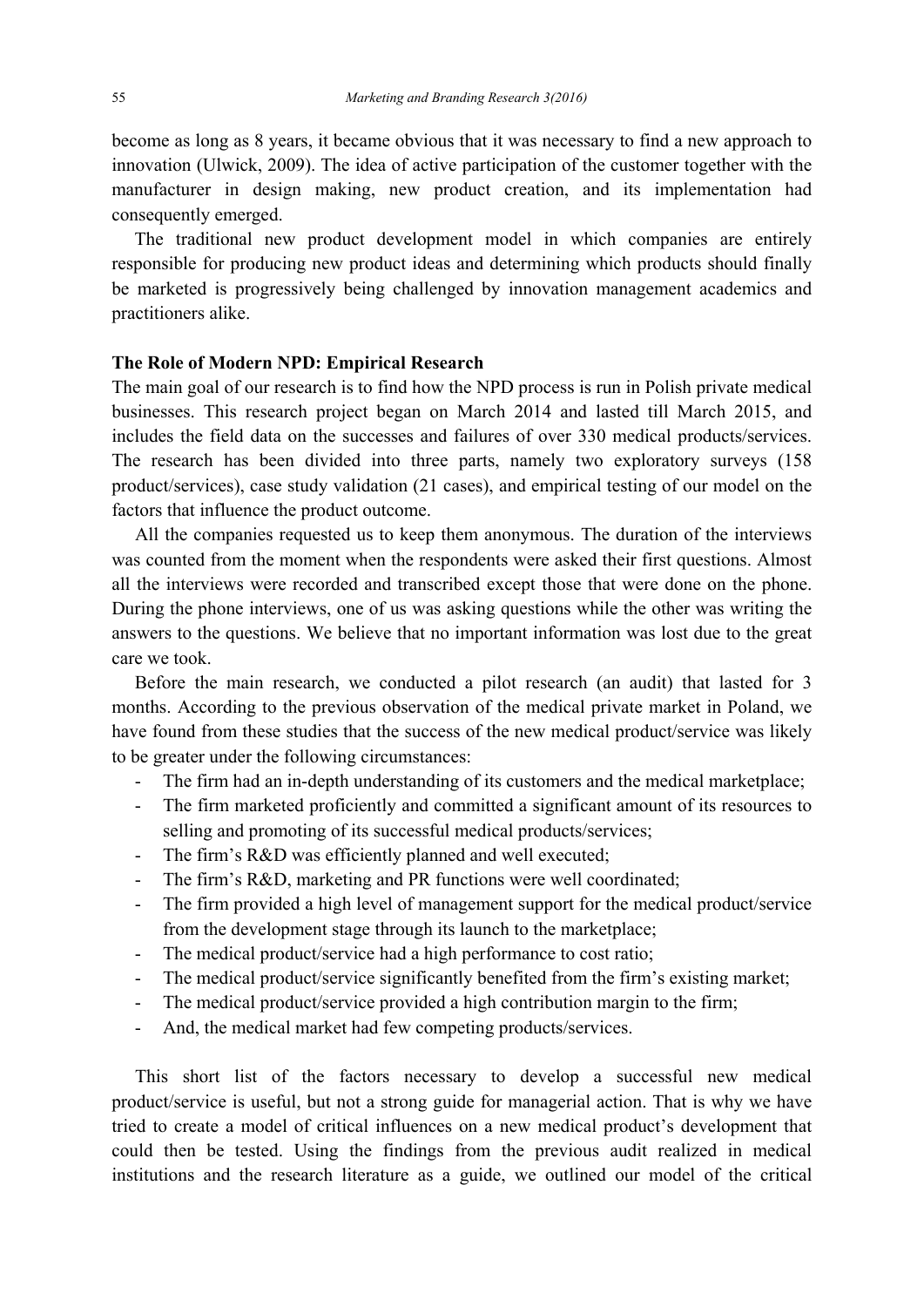become as long as 8 years, it became obvious that it was necessary to find a new approach to innovation (Ulwick, 2009). The idea of active participation of the customer together with the manufacturer in design making, new product creation, and its implementation had consequently emerged.

The traditional new product development model in which companies are entirely responsible for producing new product ideas and determining which products should finally be marketed is progressively being challenged by innovation management academics and practitioners alike.

**The Role of Modern NPD: Empirical Research**

The main goal of our research is to find how the NPD process is run in Polish private medical businesses. This research project began on March 2014 and lasted till March 2015, and includes the field data on the successes and failures of over 330 medical products/services. The research has been divided into three parts, namely two exploratory surveys (158 product/services), case study validation (21 cases), and empirical testing of our model on the factors that influence the product outcome.

All the companies requested us to keep them anonymous. The duration of the interviews was counted from the moment when the respondents were asked their first questions. Almost all the interviews were recorded and transcribed except those that were done on the phone. During the phone interviews, one of us was asking questions while the other was writing the answers to the questions. We believe that no important information was lost due to the great care we took.

Before the main research, we conducted a pilot research (an audit) that lasted for 3 months. According to the previous observation of the medical private market in Poland, we have found from these studies that the success of the new medical product/service was likely to be greater under the following circumstances:

- The firm had an in-depth understanding of its customers and the medical marketplace;
- The firm marketed proficiently and committed a significant amount of its resources to selling and promoting of its successful medical products/services;
- The firm's R&D was efficiently planned and well executed;
- The firm's R&D, marketing and PR functions were well coordinated;
- The firm provided a high level of management support for the medical product/service from the development stage through its launch to the marketplace;
- The medical product/service had a high performance to cost ratio;
- The medical product/service significantly benefited from the firm's existing market;
- The medical product/service provided a high contribution margin to the firm;
- And, the medical market had few competing products/services.

This short list of the factors necessary to develop a successful new medical product/service is useful, but not a strong guide for managerial action. That is why we have tried to create a model of critical influences on a new medical product's development that could then be tested. Using the findings from the previous audit realized in medical institutions and the research literature as a guide, we outlined our model of the critical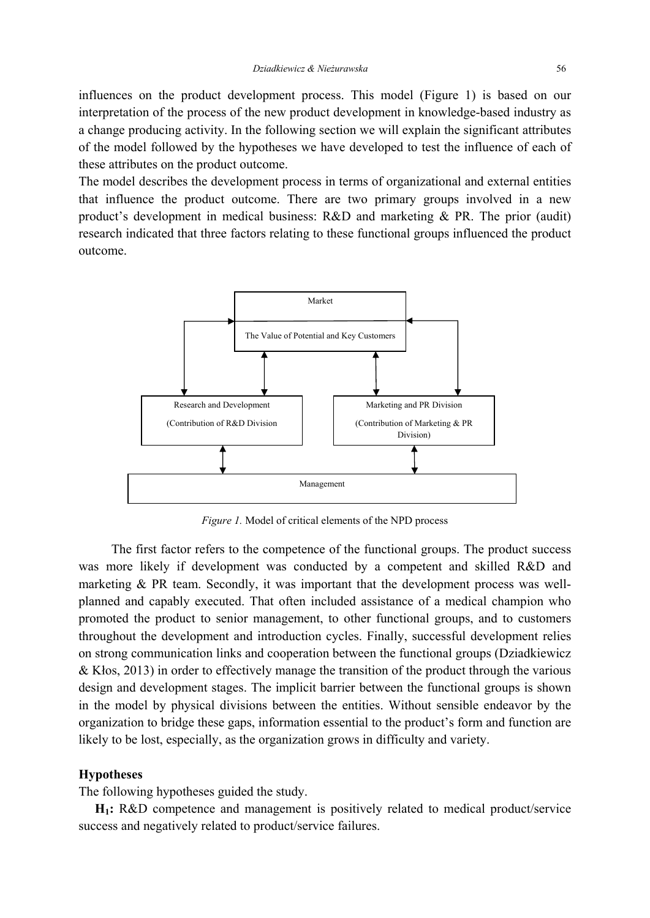influences on the product development process. This model (Figure 1) is based on our interpretation of the process of the new product development in knowledge-based industry as a change producing activity. In the following section we will explain the significant attributes of the model followed by the hypotheses we have developed to test the influence of each of these attributes on the product outcome.

The model describes the development process in terms of organizational and external entities that influence the product outcome. There are two primary groups involved in a new product's development in medical business: R&D and marketing & PR. The prior (audit) research indicated that three factors relating to these functional groups influenced the product outcome.

Market

The Value of Potential and Key Customers

Research and Development

(Contribution of R&D Division

Marketing and PR Division

(Contribution of Marketing & PR Division)

Management

*Figure 1.* Model of critical elements of the NPD process

The first factor refers to the competence of the functional groups. The product success was more likely if development was conducted by a competent and skilled R&D and marketing & PR team. Secondly, it was important that the development process was well-planned and capably executed. That often included assistance of a medical champion who promoted the product to senior management, to other functional groups, and to customers throughout the development and introduction cycles. Finally, successful development relies on strong communication links and cooperation between the functional groups (Dziadkiewicz & Kłos, 2013) in order to effectively manage the transition of the product through the various design and development stages. The implicit barrier between the functional groups is shown in the model by physical divisions between the entities. Without sensible endeavor by the organization to bridge these gaps, information essential to the product's form and function are likely to be lost, especially, as the organization grows in difficulty and variety.

## Hypotheses

The following hypotheses guided the study.

**$H_1$:** R&D competence and management is positively related to medical product/service success and negatively related to product/service failures.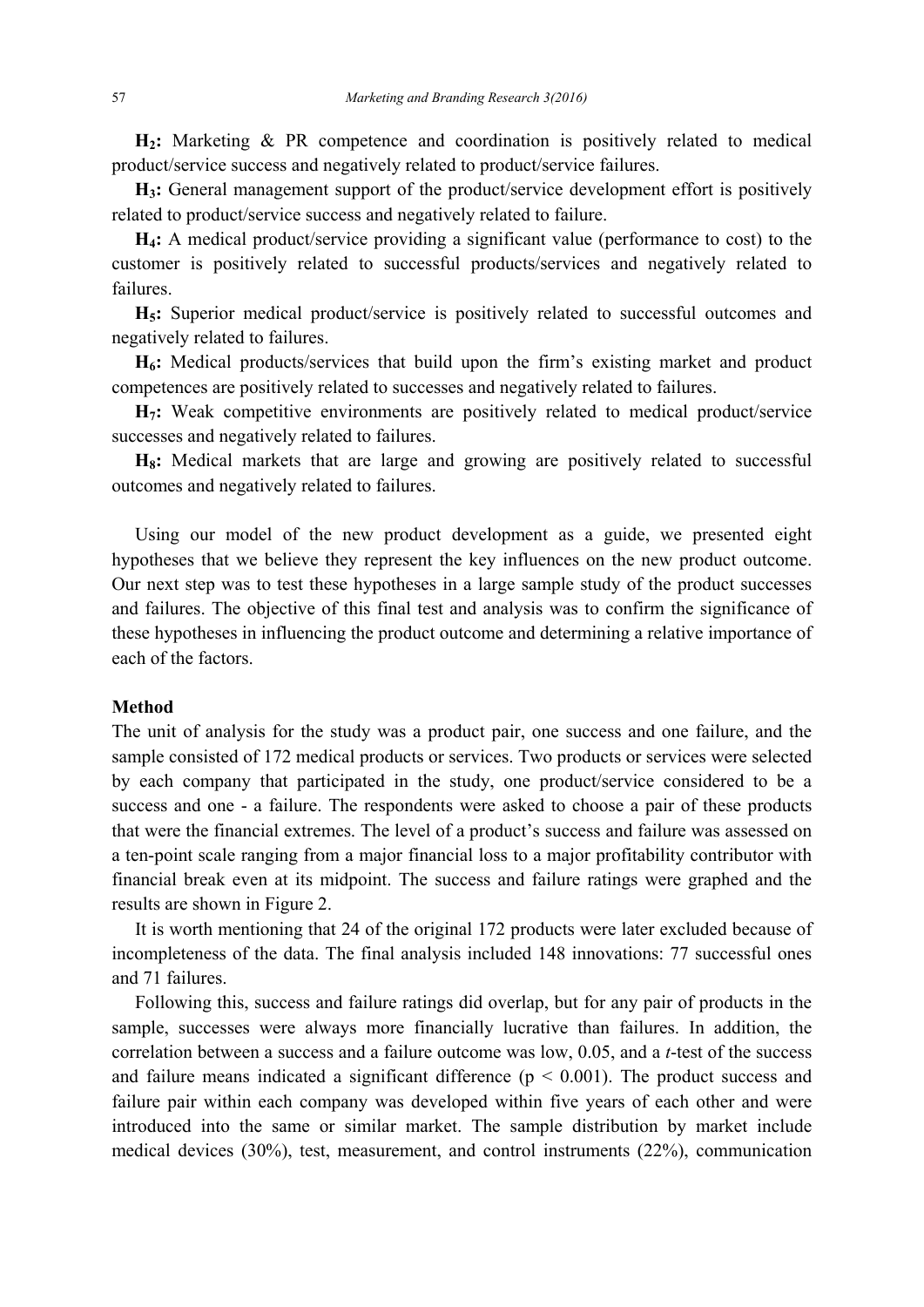**H$_2$:** Marketing & PR competence and coordination is positively related to medical product/service success and negatively related to product/service failures.

**H$_3$:** General management support of the product/service development effort is positively related to product/service success and negatively related to failure.

**H$_4$:** A medical product/service providing a significant value (performance to cost) to the customer is positively related to successful products/services and negatively related to failures.

**H$_5$:** Superior medical product/service is positively related to successful outcomes and negatively related to failures.

**H$_6$:** Medical products/services that build upon the firm's existing market and product competences are positively related to successes and negatively related to failures.

**H$_7$:** Weak competitive environments are positively related to medical product/service successes and negatively related to failures.

**H$_8$:** Medical markets that are large and growing are positively related to successful outcomes and negatively related to failures.

Using our model of the new product development as a guide, we presented eight hypotheses that we believe they represent the key influences on the new product outcome. Our next step was to test these hypotheses in a large sample study of the product successes and failures. The objective of this final test and analysis was to confirm the significance of these hypotheses in influencing the product outcome and determining a relative importance of each of the factors.

### Method

The unit of analysis for the study was a product pair, one success and one failure, and the sample consisted of 172 medical products or services. Two products or services were selected by each company that participated in the study, one product/service considered to be a success and one - a failure. The respondents were asked to choose a pair of these products that were the financial extremes. The level of a product's success and failure was assessed on a ten-point scale ranging from a major financial loss to a major profitability contributor with financial break even at its midpoint. The success and failure ratings were graphed and the results are shown in Figure 2.

It is worth mentioning that 24 of the original 172 products were later excluded because of incompleteness of the data. The final analysis included 148 innovations: 77 successful ones and 71 failures.

Following this, success and failure ratings did overlap, but for any pair of products in the sample, successes were always more financially lucrative than failures. In addition, the correlation between a success and a failure outcome was low, 0.05, and a *t*-test of the success and failure means indicated a significant difference ($p < 0.001$). The product success and failure pair within each company was developed within five years of each other and were introduced into the same or similar market. The sample distribution by market include medical devices (30%), test, measurement, and control instruments (22%), communication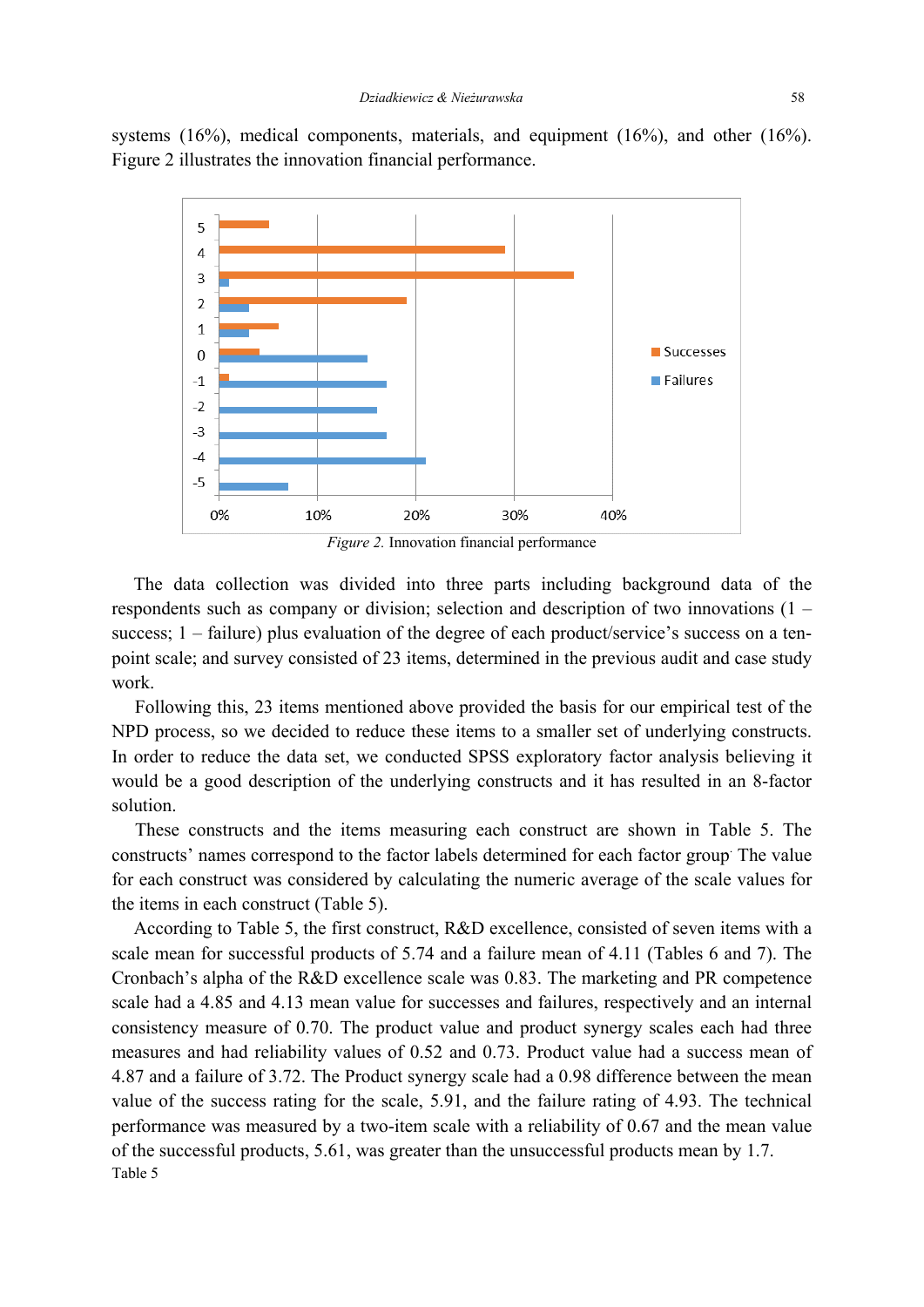systems (16%), medical components, materials, and equipment (16%), and other (16%). Figure 2 illustrates the innovation financial performance.

*Figure 2.* Innovation financial performance

The data collection was divided into three parts including background data of the respondents such as company or division; selection and description of two innovations (1 – success; 1 – failure) plus evaluation of the degree of each product/service's success on a ten-point scale; and survey consisted of 23 items, determined in the previous audit and case study work.

Following this, 23 items mentioned above provided the basis for our empirical test of the NPD process, so we decided to reduce these items to a smaller set of underlying constructs. In order to reduce the data set, we conducted SPSS exploratory factor analysis believing it would be a good description of the underlying constructs and it has resulted in an 8-factor solution.

These constructs and the items measuring each construct are shown in Table 5. The constructs' names correspond to the factor labels determined for each factor group. The value for each construct was considered by calculating the numeric average of the scale values for the items in each construct (Table 5).

According to Table 5, the first construct, R&D excellence, consisted of seven items with a scale mean for successful products of 5.74 and a failure mean of 4.11 (Tables 6 and 7). The Cronbach's alpha of the R&D excellence scale was 0.83. The marketing and PR competence scale had a 4.85 and 4.13 mean value for successes and failures, respectively and an internal consistency measure of 0.70. The product value and product synergy scales each had three measures and had reliability values of 0.52 and 0.73. Product value had a success mean of 4.87 and a failure of 3.72. The Product synergy scale had a 0.98 difference between the mean value of the success rating for the scale, 5.91, and the failure rating of 4.93. The technical performance was measured by a two-item scale with a reliability of 0.67 and the mean value of the successful products, 5.61, was greater than the unsuccessful products mean by 1.7.

Table 5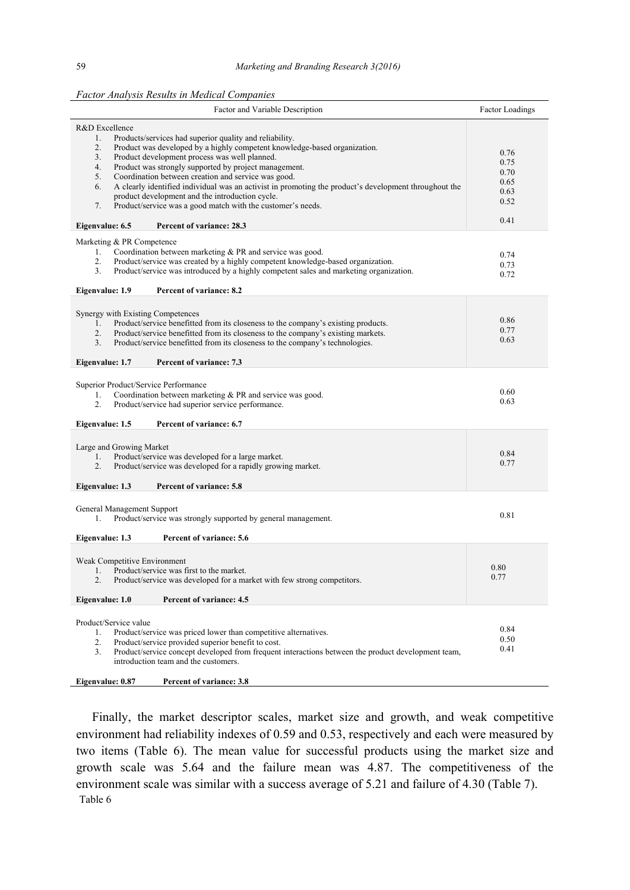*Factor Analysis Results in Medical Companies*

| Factor and Variable Description | Factor Loadings |
|---|---|
| **R&D Excellence** | |
| 1. Products/services had superior quality and reliability. | 0.76 |
| 2. Product was developed by a highly competent knowledge-based organization. | 0.75 |
| 3. Product development process was well planned. | 0.70 |
| 4. Product was strongly supported by project management. | 0.65 |
| 5. Coordination between creation and service was good. | 0.63 |
| 6. A clearly identified individual was an activist in promoting the product's development throughout the product development and the introduction cycle. | 0.52 |
| 7. Product/service was a good match with the customer's needs. | 0.41 |
| **Eigenvalue: 6.5 Percent of variance: 28.3** | |
| **Marketing & PR Competence** | |
| 1. Coordination between marketing & PR and service was good. | 0.74 |
| 2. Product/service was created by a highly competent knowledge-based organization. | 0.73 |
| 3. Product/service was introduced by a highly competent sales and marketing organization. | 0.72 |
| **Eigenvalue: 1.9 Percent of variance: 8.2** | |
| **Synergy with Existing Competences** | |
| 1. Product/service benefitted from its closeness to the company's existing products. | 0.86 |
| 2. Product/service benefitted from its closeness to the company's existing markets. | 0.77 |
| 3. Product/service benefitted from its closeness to the company's technologies. | 0.63 |
| **Eigenvalue: 1.7 Percent of variance: 7.3** | |
| **Superior Product/Service Performance** | |
| 1. Coordination between marketing & PR and service was good. | 0.60 |
| 2. Product/service had superior service performance. | 0.63 |
| **Eigenvalue: 1.5 Percent of variance: 6.7** | |
| **Large and Growing Market** | |
| 1. Product/service was developed for a large market. | 0.84 |
| 2. Product/service was developed for a rapidly growing market. | 0.77 |
| **Eigenvalue: 1.3 Percent of variance: 5.8** | |
| **General Management Support** | |
| 1. Product/service was strongly supported by general management. | 0.81 |
| **Eigenvalue: 1.3 Percent of variance: 5.6** | |
| **Weak Competitive Environment** | |
| 1. Product/service was first to the market. | 0.80 |
| 2. Product/service was developed for a market with few strong competitors. | 0.77 |
| **Eigenvalue: 1.0 Percent of variance: 4.5** | |
| **Product/Service value** | |
| 1. Product/service was priced lower than competitive alternatives. | 0.84 |
| 2. Product/service provided superior benefit to cost. | 0.50 |
| 3. Product/service concept developed from frequent interactions between the product development team, introduction team and the customers. | 0.41 |
| **Eigenvalue: 0.87 Percent of variance: 3.8** | |

Finally, the market descriptor scales, market size and growth, and weak competitive environment had reliability indexes of 0.59 and 0.53, respectively and each were measured by two items (Table 6). The mean value for successful products using the market size and growth scale was 5.64 and the failure mean was 4.87. The competitiveness of the environment scale was similar with a success average of 5.21 and failure of 4.30 (Table 7).

Table 6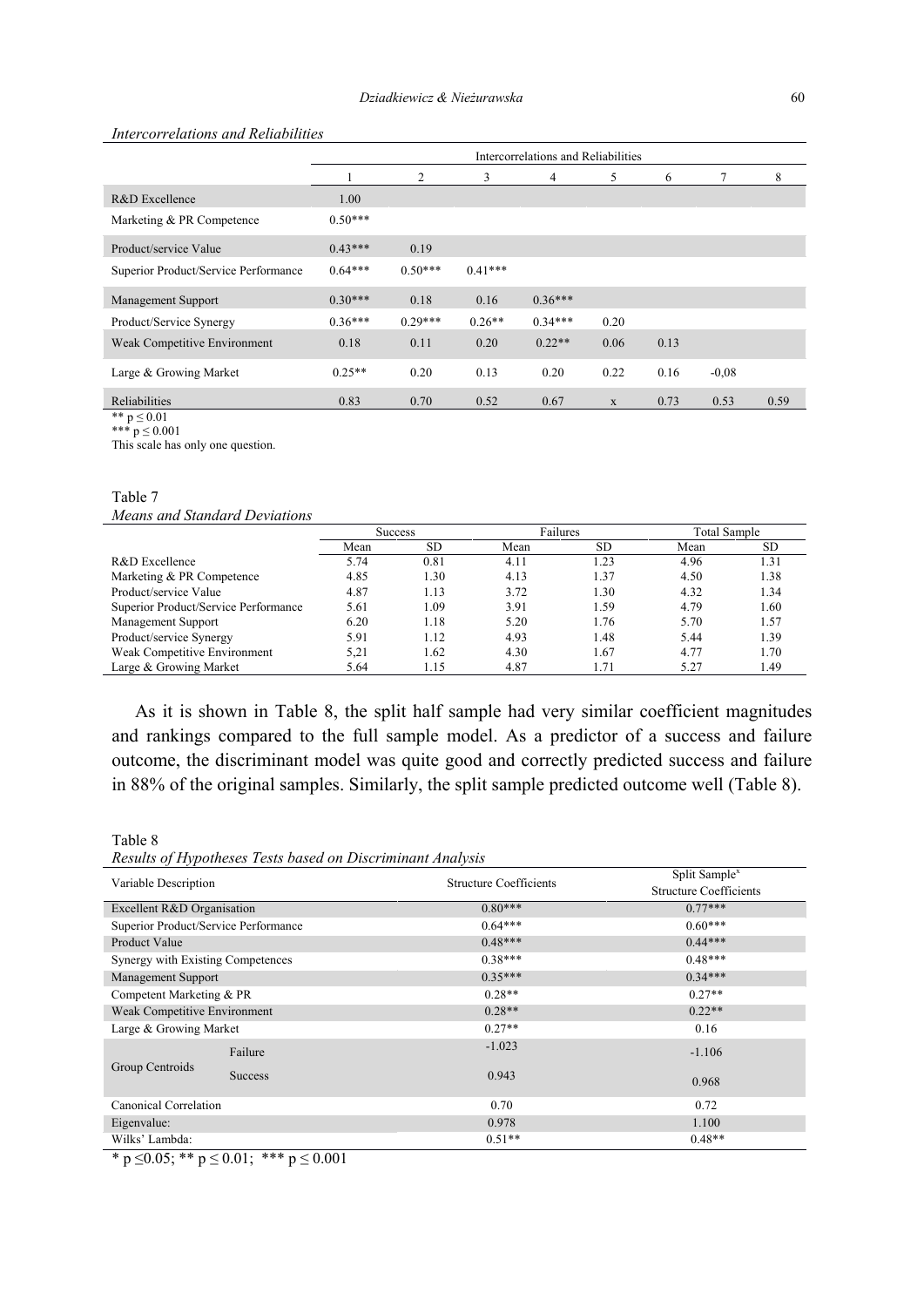*Intercorrelations and Reliabilities*

| | Intercorrelations and Reliabilities | | | | | | | |
|---|---|---|---|---|---|---|---|---|
| | 1 | 2 | 3 | 4 | 5 | 6 | 7 | 8 |
| R&D Excellence | 1.00 | | | | | | | |
| Marketing & PR Competence | 0.50*** | | | | | | | |
| Product/service Value | 0.43*** | 0.19 | | | | | | |
| Superior Product/Service Performance | 0.64*** | 0.50*** | 0.41*** | | | | | |
| Management Support | 0.30*** | 0.18 | 0.16 | 0.36*** | | | | |
| Product/Service Synergy | 0.36*** | 0.29*** | 0.26** | 0.34*** | 0.20 | | | |
| Weak Competitive Environment | 0.18 | 0.11 | 0.20 | 0.22** | 0.06 | 0.13 | | |
| Large & Growing Market | 0.25** | 0.20 | 0.13 | 0.20 | 0.22 | 0.16 | -0,08 | |
| Reliabilities | 0.83 | 0.70 | 0.52 | 0.67 | x | 0.73 | 0.53 | 0.59 |

** $p \leq 0.01$
*** $p \leq 0.001$
This scale has only one question.

Table 7
*Means and Standard Deviations*

| | Success | | Failures | | Total Sample | |
|---|---|---|---|---|---|---|
| | Mean | SD | Mean | SD | Mean | SD |
| R&D Excellence | 5.74 | 0.81 | 4.11 | 1.23 | 4.96 | 1.31 |
| Marketing & PR Competence | 4.85 | 1.30 | 4.13 | 1.37 | 4.50 | 1.38 |
| Product/service Value | 4.87 | 1.13 | 3.72 | 1.30 | 4.32 | 1.34 |
| Superior Product/Service Performance | 5.61 | 1.09 | 3.91 | 1.59 | 4.79 | 1.60 |
| Management Support | 6.20 | 1.18 | 5.20 | 1.76 | 5.70 | 1.57 |
| Product/service Synergy | 5.91 | 1.12 | 4.93 | 1.48 | 5.44 | 1.39 |
| Weak Competitive Environment | 5,21 | 1.62 | 4.30 | 1.67 | 4.77 | 1.70 |
| Large & Growing Market | 5.64 | 1.15 | 4.87 | 1.71 | 5.27 | 1.49 |

As it is shown in Table 8, the split half sample had very similar coefficient magnitudes and rankings compared to the full sample model. As a predictor of a success and failure outcome, the discriminant model was quite good and correctly predicted success and failure in 88% of the original samples. Similarly, the split sample predicted outcome well (Table 8).

Table 8
*Results of Hypotheses Tests based on Discriminant Analysis*

| Variable Description | | Structure Coefficients | Split Sample[x] Structure Coefficients |
|---|---|---|---|
| Excellent R&D Organisation | | 0.80*** | 0.77*** |
| Superior Product/Service Performance | | 0.64*** | 0.60*** |
| Product Value | | 0.48*** | 0.44*** |
| Synergy with Existing Competences | | 0.38*** | 0.48*** |
| Management Support | | 0.35*** | 0.34*** |
| Competent Marketing & PR | | 0.28** | 0.27** |
| Weak Competitive Environment | | 0.28** | 0.22** |
| Large & Growing Market | | 0.27** | 0.16 |
| Group Centroids | Failure | -1.023 | -1.106 |
| | Success | 0.943 | 0.968 |
| Canonical Correlation | | 0.70 | 0.72 |
| Eigenvalue: | | 0.978 | 1.100 |
| Wilks' Lambda: | | 0.51** | 0.48** |

* $p \leq 0.05$; ** $p \leq 0.01$; *** $p \leq 0.001$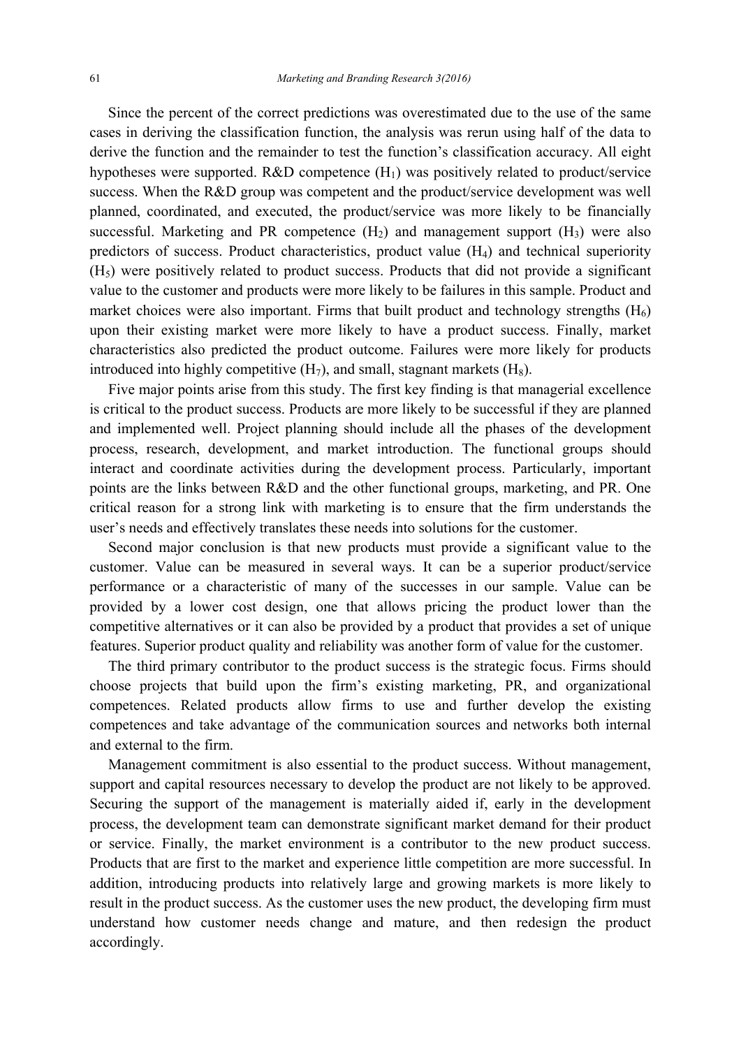Since the percent of the correct predictions was overestimated due to the use of the same cases in deriving the classification function, the analysis was rerun using half of the data to derive the function and the remainder to test the function's classification accuracy. All eight hypotheses were supported. R&D competence ($H_1$) was positively related to product/service success. When the R&D group was competent and the product/service development was well planned, coordinated, and executed, the product/service was more likely to be financially successful. Marketing and PR competence ($H_2$) and management support ($H_3$) were also predictors of success. Product characteristics, product value ($H_4$) and technical superiority ($H_5$) were positively related to product success. Products that did not provide a significant value to the customer and products were more likely to be failures in this sample. Product and market choices were also important. Firms that built product and technology strengths ($H_6$) upon their existing market were more likely to have a product success. Finally, market characteristics also predicted the product outcome. Failures were more likely for products introduced into highly competitive ($H_7$), and small, stagnant markets ($H_8$).

Five major points arise from this study. The first key finding is that managerial excellence is critical to the product success. Products are more likely to be successful if they are planned and implemented well. Project planning should include all the phases of the development process, research, development, and market introduction. The functional groups should interact and coordinate activities during the development process. Particularly, important points are the links between R&D and the other functional groups, marketing, and PR. One critical reason for a strong link with marketing is to ensure that the firm understands the user's needs and effectively translates these needs into solutions for the customer.

Second major conclusion is that new products must provide a significant value to the customer. Value can be measured in several ways. It can be a superior product/service performance or a characteristic of many of the successes in our sample. Value can be provided by a lower cost design, one that allows pricing the product lower than the competitive alternatives or it can also be provided by a product that provides a set of unique features. Superior product quality and reliability was another form of value for the customer.

The third primary contributor to the product success is the strategic focus. Firms should choose projects that build upon the firm's existing marketing, PR, and organizational competences. Related products allow firms to use and further develop the existing competences and take advantage of the communication sources and networks both internal and external to the firm.

Management commitment is also essential to the product success. Without management, support and capital resources necessary to develop the product are not likely to be approved. Securing the support of the management is materially aided if, early in the development process, the development team can demonstrate significant market demand for their product or service. Finally, the market environment is a contributor to the new product success. Products that are first to the market and experience little competition are more successful. In addition, introducing products into relatively large and growing markets is more likely to result in the product success. As the customer uses the new product, the developing firm must understand how customer needs change and mature, and then redesign the product accordingly.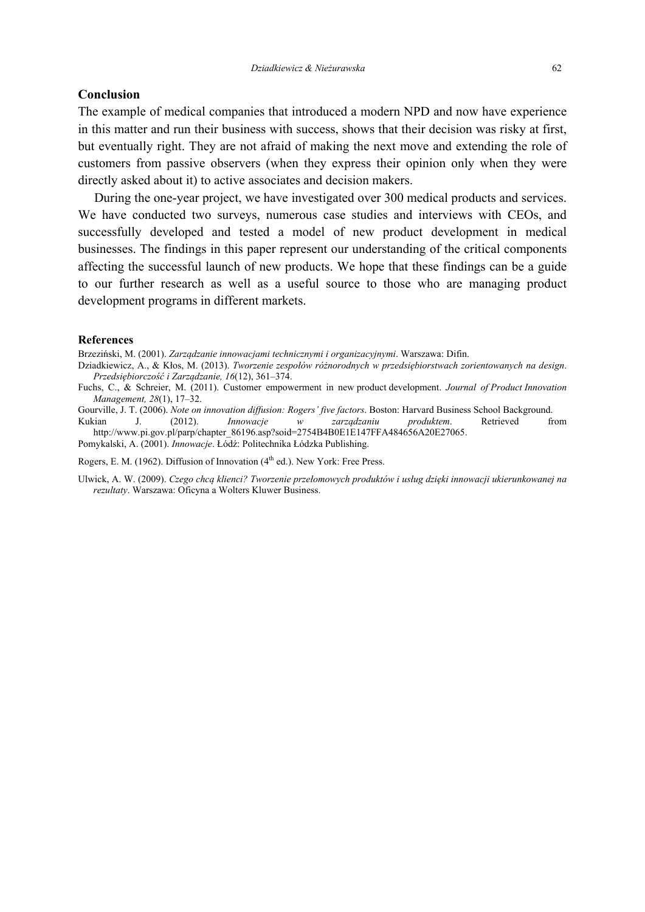## Conclusion

The example of medical companies that introduced a modern NPD and now have experience in this matter and run their business with success, shows that their decision was risky at first, but eventually right. They are not afraid of making the next move and extending the role of customers from passive observers (when they express their opinion only when they were directly asked about it) to active associates and decision makers.

During the one-year project, we have investigated over 300 medical products and services. We have conducted two surveys, numerous case studies and interviews with CEOs, and successfully developed and tested a model of new product development in medical businesses. The findings in this paper represent our understanding of the critical components affecting the successful launch of new products. We hope that these findings can be a guide to our further research as well as a useful source to those who are managing product development programs in different markets.

### References

Brzeziński, M. (2001). *Zarządzanie innowacjami technicznymi i organizacyjnymi*. Warszawa: Difin.

Dziadkiewicz, A., & Kłos, M. (2013). *Tworzenie zespołów różnorodnych w przedsiębiorstwach zorientowanych na design*. *Przedsiębiorczość i Zarządzanie, 16*(12), 361–374.

Fuchs, C., & Schreier, M. (2011). Customer empowerment in new product development. *Journal of Product Innovation Management, 28*(1), 17–32.

Gourville, J. T. (2006). *Note on innovation diffusion: Rogers' five factors*. Boston: Harvard Business School Background.

Kukian J. (2012). *Innowacje w zarządzaniu produktem*. Retrieved from http://www.pi.gov.pl/parp/chapter_86196.asp?soid=2754B4B0E1E147FFA484656A20E27065.

Pomykalski, A. (2001). *Innowacje*. Łódź: Politechnika Łódzka Publishing.

Rogers, E. M. (1962). Diffusion of Innovation (4th ed.). New York: Free Press.

Ulwick, A. W. (2009). *Czego chcą klienci? Tworzenie przełomowych produktów i usług dzięki innowacji ukierunkowanej na rezultaty*. Warszawa: Oficyna a Wolters Kluwer Business.